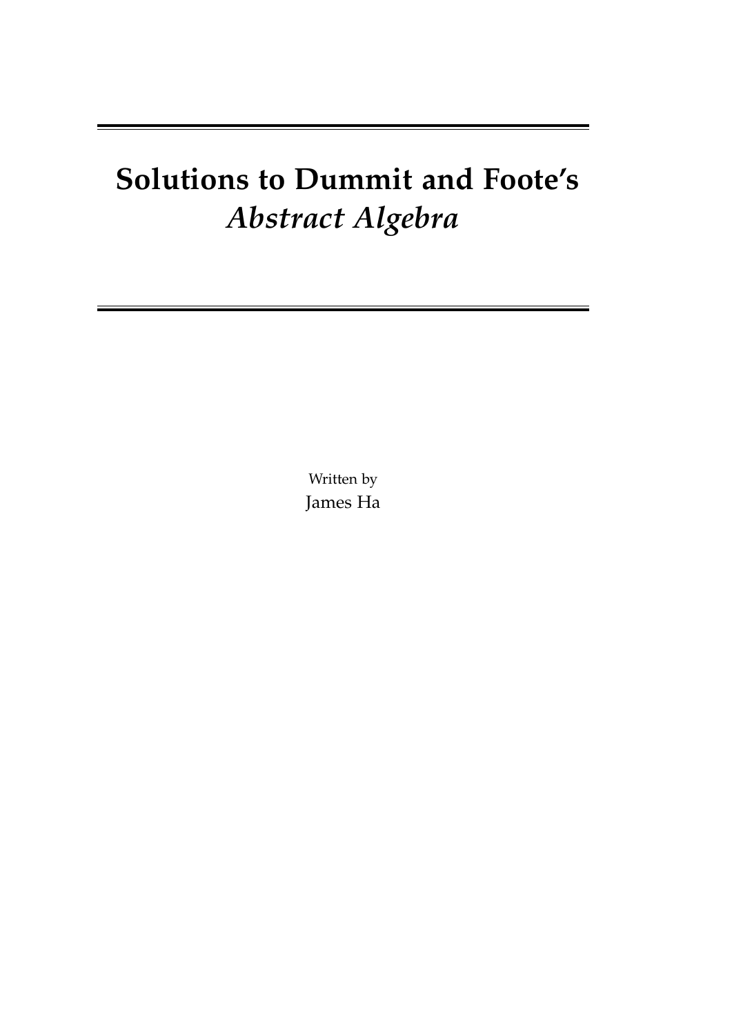# **Solutions to Dummit and Foote's *Abstract Algebra***

Written by

James Ha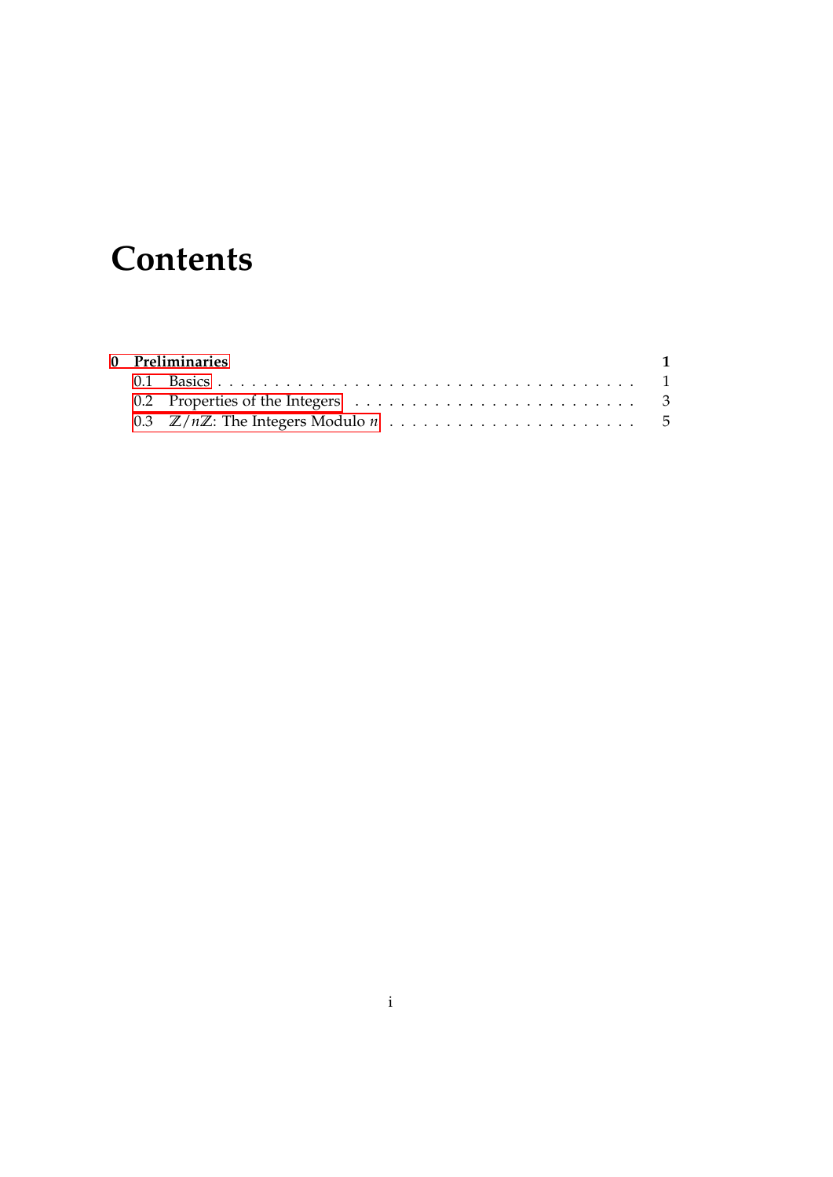# Contents

**0 Preliminaries** **1**

- 0.1 Basics . . . . . . . . . . . . . . . . . . . . . . . . . . . . . . . . . . . . 1
- 0.2 Properties of the Integers . . . . . . . . . . . . . . . . . . . . . . . . . 3
- 0.3 $\mathbb{Z}/n\mathbb{Z}$: The Integers Modulo $n$ . . . . . . . . . . . . . . . . . . . . . 5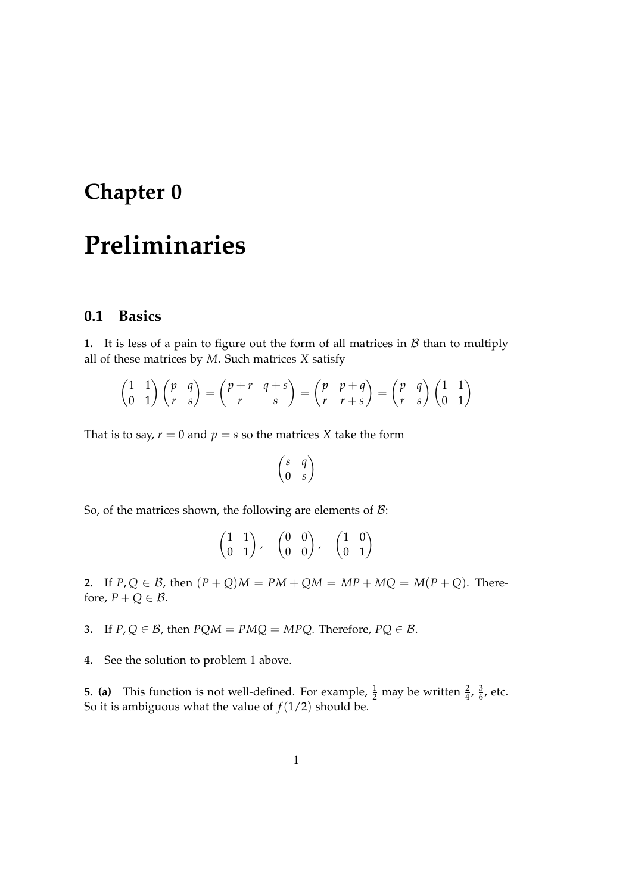# Chapter 0

# Preliminaries

## 0.1 Basics

**1.** It is less of a pain to figure out the form of all matrices in $\mathcal{B}$ than to multiply all of these matrices by $M$. Such matrices $X$ satisfy

$$\begin{pmatrix} 1 & 1 \\ 0 & 1 \end{pmatrix} \begin{pmatrix} p & q \\ r & s \end{pmatrix} = \begin{pmatrix} p+r & q+s \\ r & s \end{pmatrix} = \begin{pmatrix} p & p+q \\ r & r+s \end{pmatrix} = \begin{pmatrix} p & q \\ r & s \end{pmatrix} \begin{pmatrix} 1 & 1 \\ 0 & 1 \end{pmatrix}$$

That is to say, $r = 0$ and $p = s$ so the matrices $X$ take the form

$$\begin{pmatrix} s & q \\ 0 & s \end{pmatrix}$$

So, of the matrices shown, the following are elements of $\mathcal{B}$:

$$\begin{pmatrix} 1 & 1 \\ 0 & 1 \end{pmatrix}, \quad \begin{pmatrix} 0 & 0 \\ 0 & 0 \end{pmatrix}, \quad \begin{pmatrix} 1 & 0 \\ 0 & 1 \end{pmatrix}$$

**2.** If $P, Q \in \mathcal{B}$, then $(P+Q)M = PM + QM = MP + MQ = M(P+Q)$. Therefore, $P + Q \in \mathcal{B}$.

**3.** If $P, Q \in \mathcal{B}$, then $PQM = PMQ = MPQ$. Therefore, $PQ \in \mathcal{B}$.

**4.** See the solution to problem 1 above.

**5. (a)** This function is not well-defined. For example, $\frac{1}{2}$ may be written $\frac{2}{4}$, $\frac{3}{6}$, etc. So it is ambiguous what the value of $f(1/2)$ should be.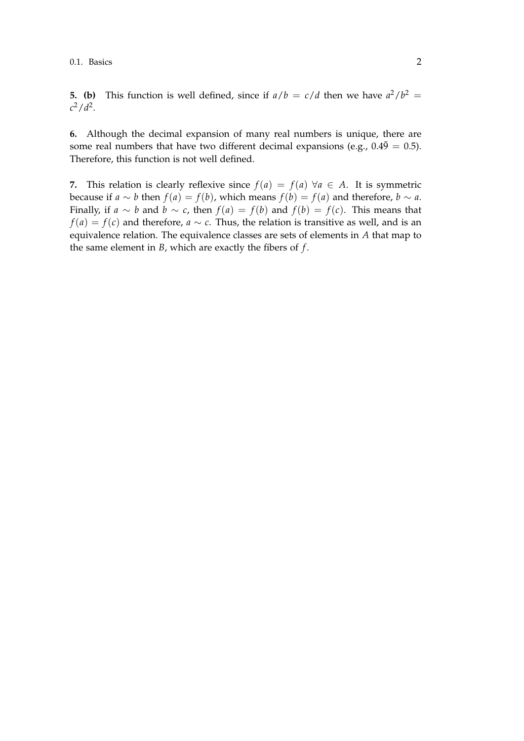**5. (b)** This function is well defined, since if $a/b = c/d$ then we have $a^2/b^2 = c^2/d^2$.

**6.** Although the decimal expansion of many real numbers is unique, there are some real numbers that have two different decimal expansions (e.g., $0.4\bar{9} = 0.5$). Therefore, this function is not well defined.

**7.** This relation is clearly reflexive since $f(a) = f(a)\ \forall a \in A$. It is symmetric because if $a \sim b$ then $f(a) = f(b)$, which means $f(b) = f(a)$ and therefore, $b \sim a$. Finally, if $a \sim b$ and $b \sim c$, then $f(a) = f(b)$ and $f(b) = f(c)$. This means that $f(a) = f(c)$ and therefore, $a \sim c$. Thus, the relation is transitive as well, and is an equivalence relation. The equivalence classes are sets of elements in $A$ that map to the same element in $B$, which are exactly the fibers of $f$.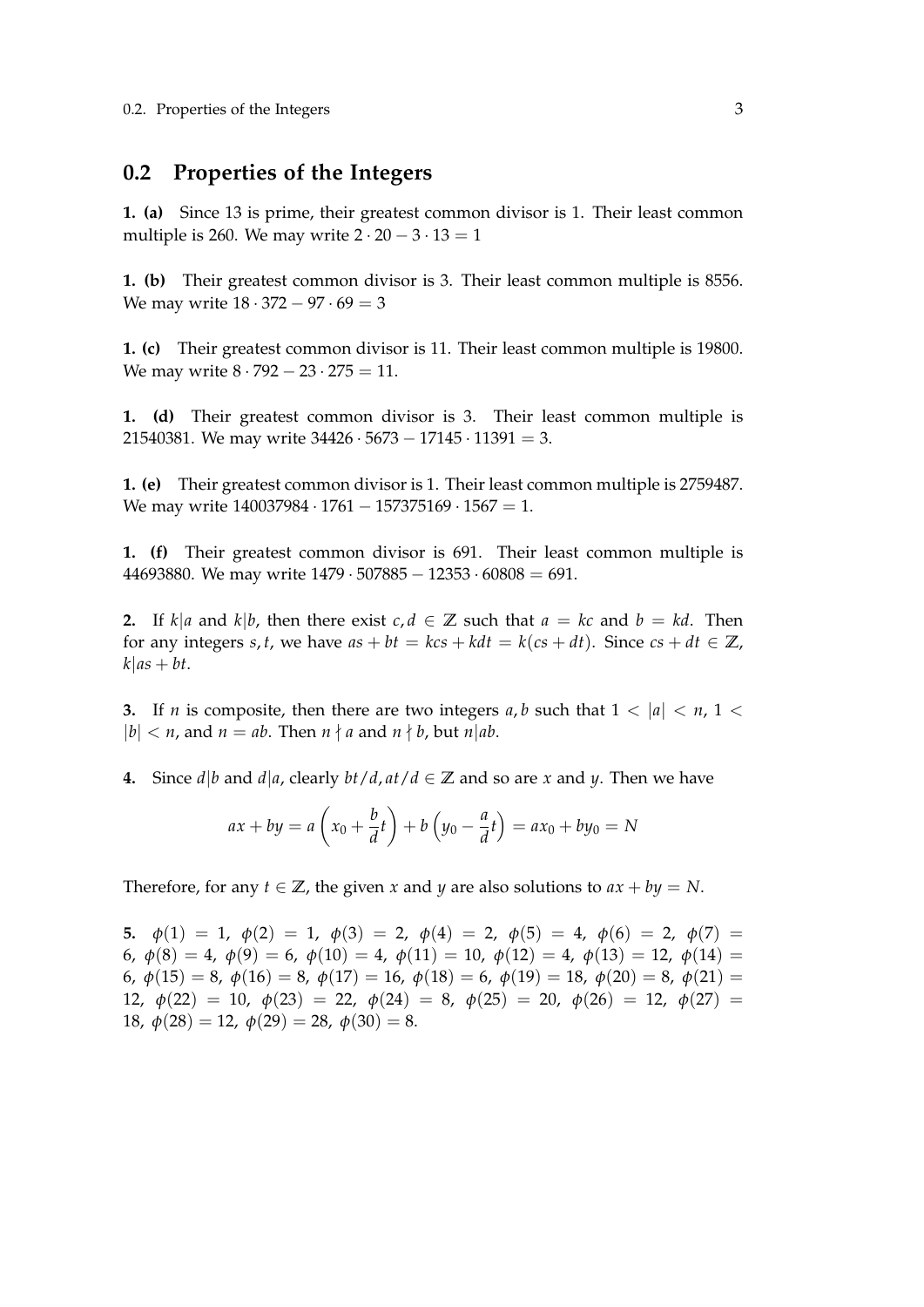## 0.2 Properties of the Integers

**1. (a)** Since 13 is prime, their greatest common divisor is 1. Their least common multiple is 260. We may write $2 \cdot 20 - 3 \cdot 13 = 1$

**1. (b)** Their greatest common divisor is 3. Their least common multiple is 8556. We may write $18 \cdot 372 - 97 \cdot 69 = 3$

**1. (c)** Their greatest common divisor is 11. Their least common multiple is 19800. We may write $8 \cdot 792 - 23 \cdot 275 = 11$.

**1. (d)** Their greatest common divisor is 3. Their least common multiple is 21540381. We may write $34426 \cdot 5673 - 17145 \cdot 11391 = 3$.

**1. (e)** Their greatest common divisor is 1. Their least common multiple is 2759487. We may write $140037984 \cdot 1761 - 157375169 \cdot 1567 = 1$.

**1. (f)** Their greatest common divisor is 691. Their least common multiple is 44693880. We may write $1479 \cdot 507885 - 12353 \cdot 60808 = 691$.

**2.** If $k|a$ and $k|b$, then there exist $c, d \in \mathbb{Z}$ such that $a = kc$ and $b = kd$. Then for any integers $s, t$, we have $as + bt = kcs + kdt = k(cs + dt)$. Since $cs + dt \in \mathbb{Z}$, $k|as + bt$.

**3.** If $n$ is composite, then there are two integers $a, b$ such that $1 < |a| < n$, $1 < |b| < n$, and $n = ab$. Then $n \nmid a$ and $n \nmid b$, but $n|ab$.

**4.** Since $d|b$ and $d|a$, clearly $bt/d, at/d \in \mathbb{Z}$ and so are $x$ and $y$. Then we have

$$ax + by = a\left(x_0 + \frac{b}{d}t\right) + b\left(y_0 - \frac{a}{d}t\right) = ax_0 + by_0 = N$$

Therefore, for any $t \in \mathbb{Z}$, the given $x$ and $y$ are also solutions to $ax + by = N$.

**5.** $\phi(1) = 1$, $\phi(2) = 1$, $\phi(3) = 2$, $\phi(4) = 2$, $\phi(5) = 4$, $\phi(6) = 2$, $\phi(7) = 6$, $\phi(8) = 4$, $\phi(9) = 6$, $\phi(10) = 4$, $\phi(11) = 10$, $\phi(12) = 4$, $\phi(13) = 12$, $\phi(14) = 6$, $\phi(15) = 8$, $\phi(16) = 8$, $\phi(17) = 16$, $\phi(18) = 6$, $\phi(19) = 18$, $\phi(20) = 8$, $\phi(21) = 12$, $\phi(22) = 10$, $\phi(23) = 22$, $\phi(24) = 8$, $\phi(25) = 20$, $\phi(26) = 12$, $\phi(27) = 18$, $\phi(28) = 12$, $\phi(29) = 28$, $\phi(30) = 8$.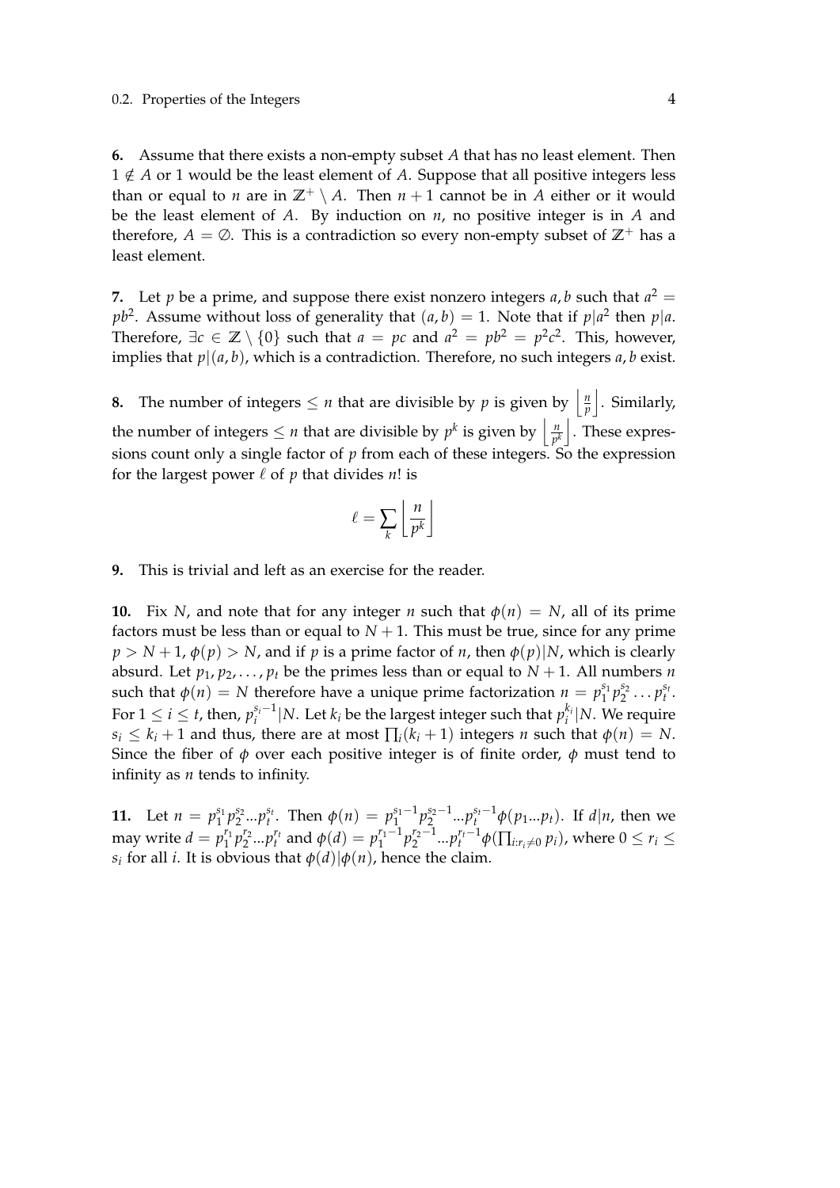**6.** Assume that there exists a non-empty subset $A$ that has no least element. Then $1 \notin A$ or 1 would be the least element of $A$. Suppose that all positive integers less than or equal to $n$ are in $\mathbb{Z}^+ \setminus A$. Then $n+1$ cannot be in $A$ either or it would be the least element of $A$. By induction on $n$, no positive integer is in $A$ and therefore, $A = \emptyset$. This is a contradiction so every non-empty subset of $\mathbb{Z}^+$ has a least element.

**7.** Let $p$ be a prime, and suppose there exist nonzero integers $a, b$ such that $a^2 = pb^2$. Assume without loss of generality that $(a, b) = 1$. Note that if $p | a^2$ then $p | a$. Therefore, $\exists c \in \mathbb{Z} \setminus \{0\}$ such that $a = pc$ and $a^2 = pb^2 = p^2c^2$. This, however, implies that $p | (a, b)$, which is a contradiction. Therefore, no such integers $a, b$ exist.

**8.** The number of integers $\leq n$ that are divisible by $p$ is given by $\left\lfloor \frac{n}{p} \right\rfloor$. Similarly, the number of integers $\leq n$ that are divisible by $p^k$ is given by $\left\lfloor \frac{n}{p^k} \right\rfloor$. These expressions count only a single factor of $p$ from each of these integers. So the expression for the largest power $\ell$ of $p$ that divides $n!$ is

$$\ell = \sum_k \left\lfloor \frac{n}{p^k} \right\rfloor$$

**9.** This is trivial and left as an exercise for the reader.

**10.** Fix $N$, and note that for any integer $n$ such that $\phi(n) = N$, all of its prime factors must be less than or equal to $N+1$. This must be true, since for any prime $p > N+1$, $\phi(p) > N$, and if $p$ is a prime factor of $n$, then $\phi(p) | N$, which is clearly absurd. Let $p_1, p_2, \ldots, p_t$ be the primes less than or equal to $N+1$. All numbers $n$ such that $\phi(n) = N$ therefore have a unique prime factorization $n = p_1^{s_1} p_2^{s_2} \ldots p_t^{s_t}$. For $1 \leq i \leq t$, then, $p_i^{s_i - 1} | N$. Let $k_i$ be the largest integer such that $p_i^{k_i} | N$. We require $s_i \leq k_i + 1$ and thus, there are at most $\prod_i (k_i + 1)$ integers $n$ such that $\phi(n) = N$. Since the fiber of $\phi$ over each positive integer is of finite order, $\phi$ must tend to infinity as $n$ tends to infinity.

**11.** Let $n = p_1^{s_1} p_2^{s_2} ... p_t^{s_t}$. Then $\phi(n) = p_1^{s_1 - 1} p_2^{s_2 - 1} ... p_t^{s_t - 1} \phi(p_1 ... p_t)$. If $d | n$, then we may write $d = p_1^{r_1} p_2^{r_2} ... p_t^{r_t}$ and $\phi(d) = p_1^{r_1 - 1} p_2^{r_2 - 1} ... p_t^{r_t - 1} \phi(\prod_{i: r_i \neq 0} p_i)$, where $0 \leq r_i \leq s_i$ for all $i$. It is obvious that $\phi(d) | \phi(n)$, hence the claim.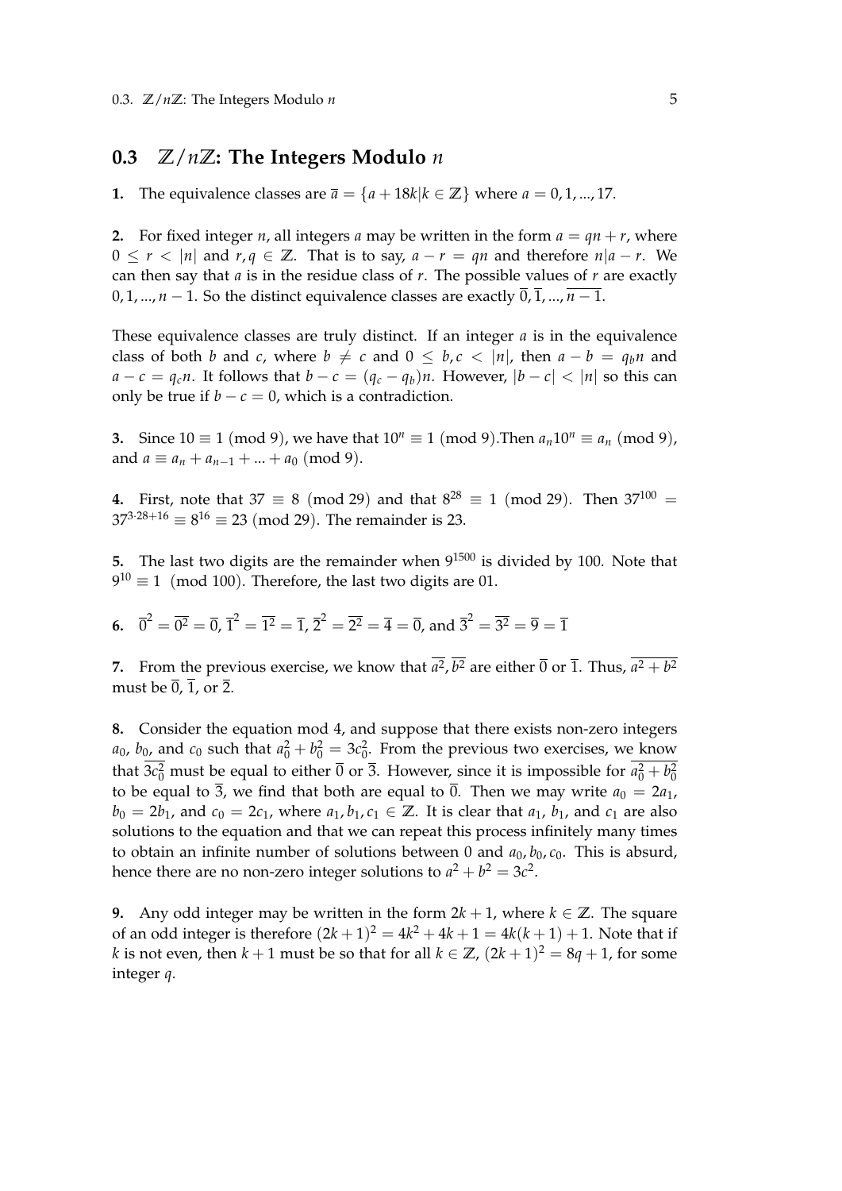## 0.3 $\mathbb{Z}/n\mathbb{Z}$: The Integers Modulo $n$

**1.** The equivalence classes are $\overline{a} = \{a + 18k | k \in \mathbb{Z}\}$ where $a = 0, 1, ..., 17$.

**2.** For fixed integer $n$, all integers $a$ may be written in the form $a = qn + r$, where $0 \leq r < |n|$ and $r, q \in \mathbb{Z}$. That is to say, $a - r = qn$ and therefore $n | a - r$. We can then say that $a$ is in the residue class of $r$. The possible values of $r$ are exactly $0, 1, ..., n-1$. So the distinct equivalence classes are exactly $\overline{0}, \overline{1}, ..., \overline{n-1}$.

These equivalence classes are truly distinct. If an integer $a$ is in the equivalence class of both $b$ and $c$, where $b \neq c$ and $0 \leq b, c < |n|$, then $a - b = q_b n$ and $a - c = q_c n$. It follows that $b - c = (q_c - q_b)n$. However, $|b - c| < |n|$ so this can only be true if $b - c = 0$, which is a contradiction.

**3.** Since $10 \equiv 1 \pmod 9$, we have that $10^n \equiv 1 \pmod 9$.Then $a_n 10^n \equiv a_n \pmod 9$, and $a \equiv a_n + a_{n-1} + ... + a_0 \pmod 9$.

**4.** First, note that $37 \equiv 8 \pmod{29}$ and that $8^{28} \equiv 1 \pmod{29}$. Then $37^{100} = 37^{3 \cdot 28 + 16} \equiv 8^{16} \equiv 23 \pmod{29}$. The remainder is 23.

**5.** The last two digits are the remainder when $9^{1500}$ is divided by 100. Note that $9^{10} \equiv 1 \pmod{100}$. Therefore, the last two digits are 01.

**6.** $\overline{0}^2 = \overline{0^2} = \overline{0}$, $\overline{1}^2 = \overline{1^2} = \overline{1}$, $\overline{2}^2 = \overline{2^2} = \overline{4} = \overline{0}$, and $\overline{3}^2 = \overline{3^2} = \overline{9} = \overline{1}$

**7.** From the previous exercise, we know that $\overline{a^2}, \overline{b^2}$ are either $\overline{0}$ or $\overline{1}$. Thus, $\overline{a^2 + b^2}$ must be $\overline{0}$, $\overline{1}$, or $\overline{2}$.

**8.** Consider the equation mod 4, and suppose that there exists non-zero integers $a_0$, $b_0$, and $c_0$ such that $a_0^2 + b_0^2 = 3c_0^2$. From the previous two exercises, we know that $\overline{3c_0^2}$ must be equal to either $\overline{0}$ or $\overline{3}$. However, since it is impossible for $\overline{a_0^2 + b_0^2}$ to be equal to $\overline{3}$, we find that both are equal to $\overline{0}$. Then we may write $a_0 = 2a_1$, $b_0 = 2b_1$, and $c_0 = 2c_1$, where $a_1, b_1, c_1 \in \mathbb{Z}$. It is clear that $a_1$, $b_1$, and $c_1$ are also solutions to the equation and that we can repeat this process infinitely many times to obtain an infinite number of solutions between 0 and $a_0, b_0, c_0$. This is absurd, hence there are no non-zero integer solutions to $a^2 + b^2 = 3c^2$.

**9.** Any odd integer may be written in the form $2k + 1$, where $k \in \mathbb{Z}$. The square of an odd integer is therefore $(2k+1)^2 = 4k^2 + 4k + 1 = 4k(k+1) + 1$. Note that if $k$ is not even, then $k + 1$ must be so that for all $k \in \mathbb{Z}$, $(2k+1)^2 = 8q + 1$, for some integer $q$.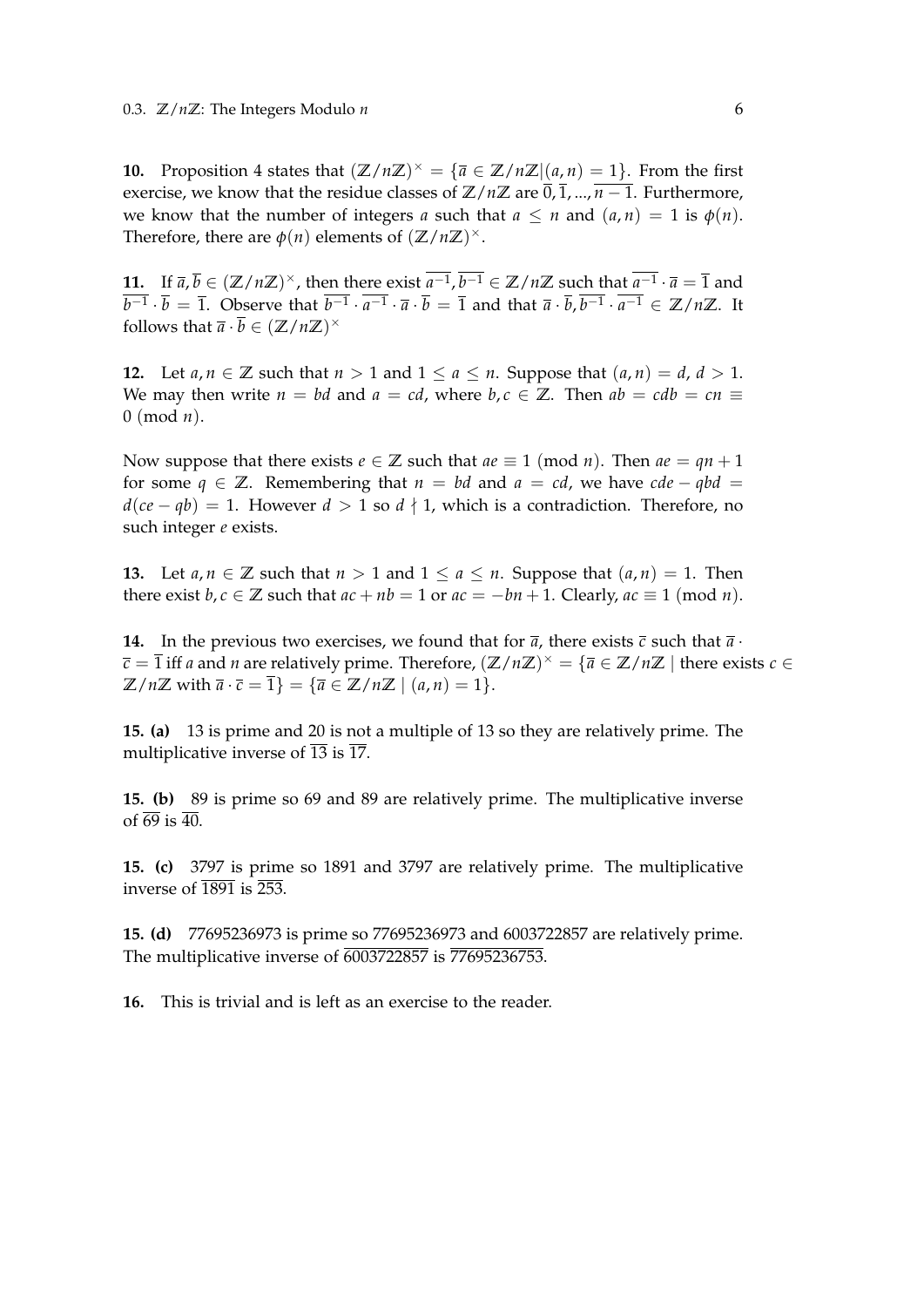**10.** Proposition 4 states that $(\mathbb{Z}/n\mathbb{Z})^\times = \{\overline{a} \in \mathbb{Z}/n\mathbb{Z} | (a, n) = 1\}$. From the first exercise, we know that the residue classes of $\mathbb{Z}/n\mathbb{Z}$ are $\overline{0}, \overline{1}, ..., \overline{n-1}$. Furthermore, we know that the number of integers $a$ such that $a \leq n$ and $(a, n) = 1$ is $\phi(n)$. Therefore, there are $\phi(n)$ elements of $(\mathbb{Z}/n\mathbb{Z})^\times$.

**11.** If $\overline{a}, \overline{b} \in (\mathbb{Z}/n\mathbb{Z})^\times$, then there exist $\overline{a^{-1}}, \overline{b^{-1}} \in \mathbb{Z}/n\mathbb{Z}$ such that $\overline{a^{-1}} \cdot \overline{a} = \overline{1}$ and $\overline{b^{-1}} \cdot \overline{b} = \overline{1}$. Observe that $\overline{b^{-1}} \cdot \overline{a^{-1}} \cdot \overline{a} \cdot \overline{b} = \overline{1}$ and that $\overline{a} \cdot \overline{b}, \overline{b^{-1}} \cdot \overline{a^{-1}} \in \mathbb{Z}/n\mathbb{Z}$. It follows that $\overline{a} \cdot \overline{b} \in (\mathbb{Z}/n\mathbb{Z})^\times$

**12.** Let $a, n \in \mathbb{Z}$ such that $n > 1$ and $1 \leq a \leq n$. Suppose that $(a, n) = d$, $d > 1$. We may then write $n = bd$ and $a = cd$, where $b, c \in \mathbb{Z}$. Then $ab = cdb = cn \equiv 0 \pmod{n}$.

Now suppose that there exists $e \in \mathbb{Z}$ such that $ae \equiv 1 \pmod{n}$. Then $ae = qn + 1$ for some $q \in \mathbb{Z}$. Remembering that $n = bd$ and $a = cd$, we have $cde - qbd = d(ce - qb) = 1$. However $d > 1$ so $d \nmid 1$, which is a contradiction. Therefore, no such integer $e$ exists.

**13.** Let $a, n \in \mathbb{Z}$ such that $n > 1$ and $1 \leq a \leq n$. Suppose that $(a, n) = 1$. Then there exist $b, c \in \mathbb{Z}$ such that $ac + nb = 1$ or $ac = -bn + 1$. Clearly, $ac \equiv 1 \pmod{n}$.

**14.** In the previous two exercises, we found that for $\overline{a}$, there exists $\overline{c}$ such that $\overline{a} \cdot \overline{c} = \overline{1}$ iff $a$ and $n$ are relatively prime. Therefore, $(\mathbb{Z}/n\mathbb{Z})^\times = \{\overline{a} \in \mathbb{Z}/n\mathbb{Z} \mid \text{there exists } c \in \mathbb{Z}/n\mathbb{Z} \text{ with } \overline{a} \cdot \overline{c} = \overline{1}\} = \{\overline{a} \in \mathbb{Z}/n\mathbb{Z} \mid (a, n) = 1\}$.

**15. (a)** 13 is prime and 20 is not a multiple of 13 so they are relatively prime. The multiplicative inverse of $\overline{13}$ is $\overline{17}$.

**15. (b)** 89 is prime so 69 and 89 are relatively prime. The multiplicative inverse of $\overline{69}$ is $\overline{40}$.

**15. (c)** 3797 is prime so 1891 and 3797 are relatively prime. The multiplicative inverse of $\overline{1891}$ is $\overline{253}$.

**15. (d)** 77695236973 is prime so 77695236973 and 6003722857 are relatively prime. The multiplicative inverse of $\overline{6003722857}$ is $\overline{77695236753}$.

**16.** This is trivial and is left as an exercise to the reader.